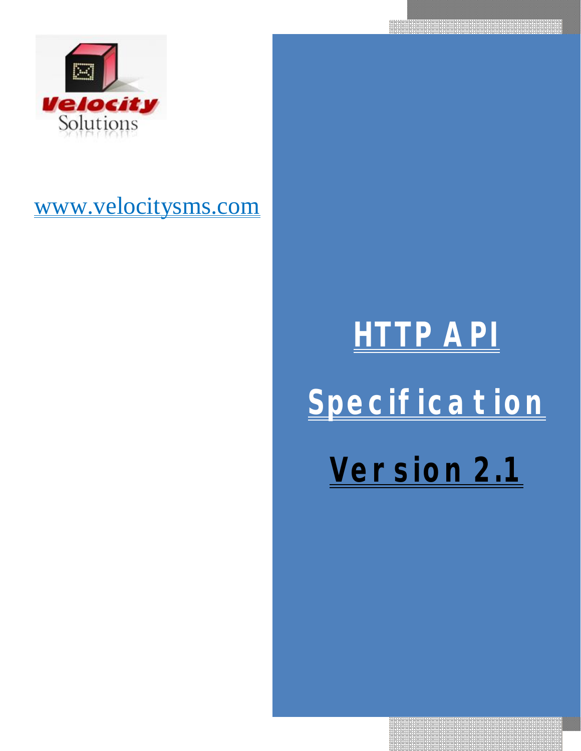Velocity Solutions

www.velocitysms.com

# HTTP API Specification Version 2.1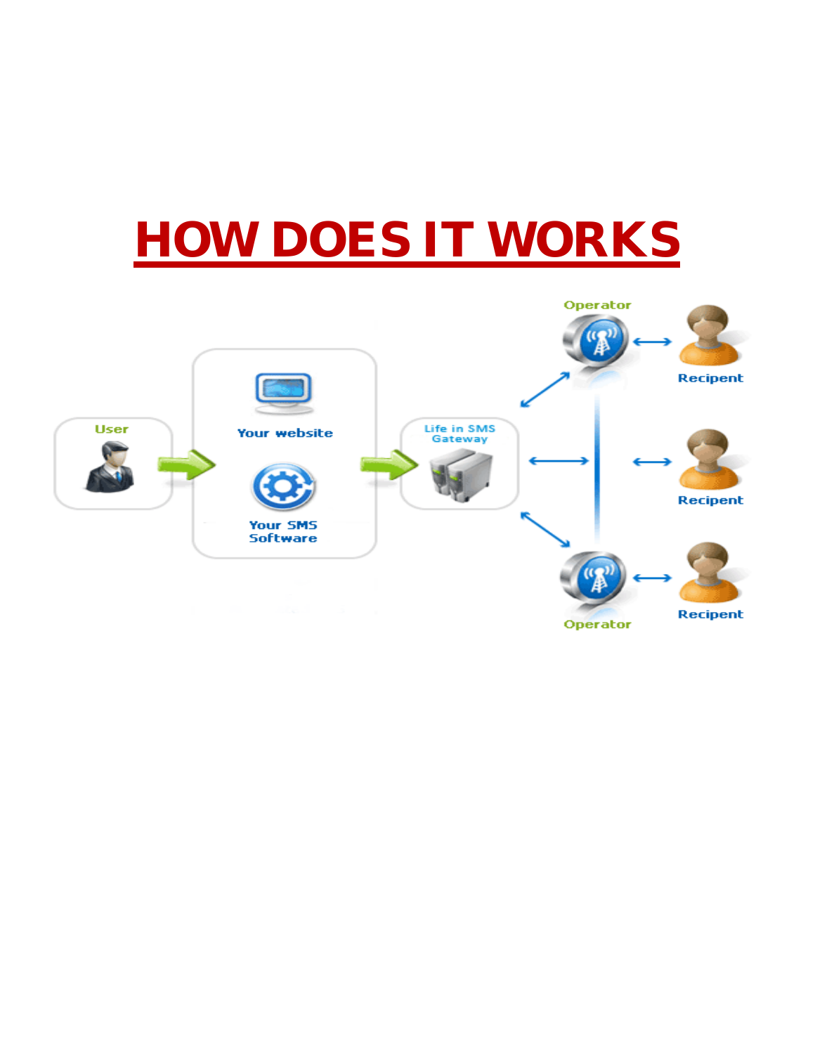# HOW DOES IT WORKS

User

Your website

Your SMS Software

Life in SMS Gateway

Operator

Recipent

Recipent

Operator

Recipent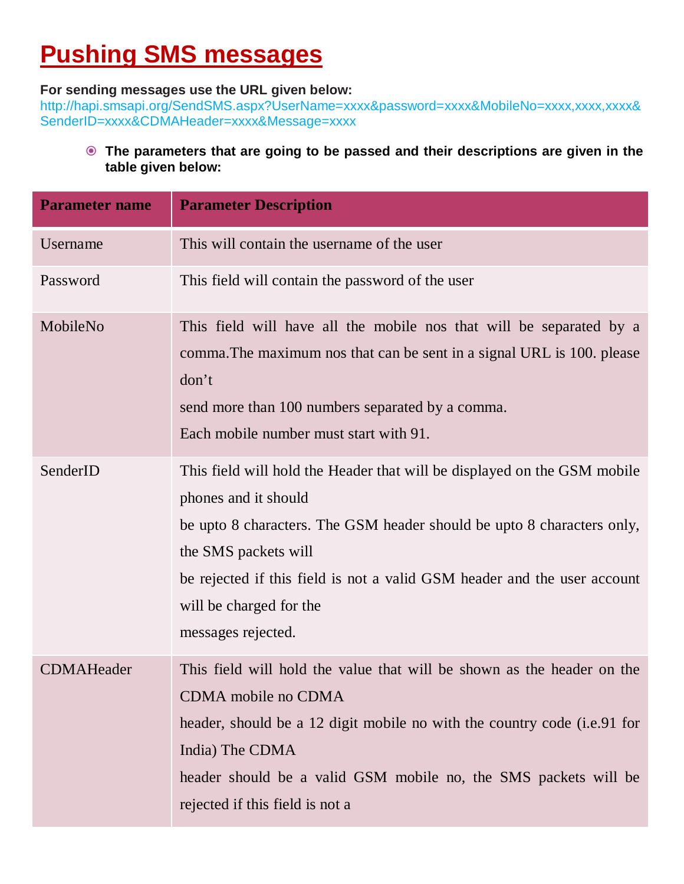# Pushing SMS messages

**For sending messages use the URL given below:**
http://hapi.smsapi.org/SendSMS.aspx?UserName=xxxx&password=xxxx&MobileNo=xxxx,xxxx,xxxx&SenderID=xxxx&CDMAHeader=xxxx&Message=xxxx

- **The parameters that are going to be passed and their descriptions are given in the table given below:**

| Parameter name | Parameter Description |
| --- | --- |
| Username | This will contain the username of the user |
| Password | This field will contain the password of the user |
| MobileNo | This field will have all the mobile nos that will be separated by a comma.The maximum nos that can be sent in a signal URL is 100. please don't send more than 100 numbers separated by a comma. Each mobile number must start with 91. |
| SenderID | This field will hold the Header that will be displayed on the GSM mobile phones and it should be upto 8 characters. The GSM header should be upto 8 characters only, the SMS packets will be rejected if this field is not a valid GSM header and the user account will be charged for the messages rejected. |
| CDMAHeader | This field will hold the value that will be shown as the header on the CDMA mobile no CDMA header, should be a 12 digit mobile no with the country code (i.e.91 for India) The CDMA header should be a valid GSM mobile no, the SMS packets will be rejected if this field is not a |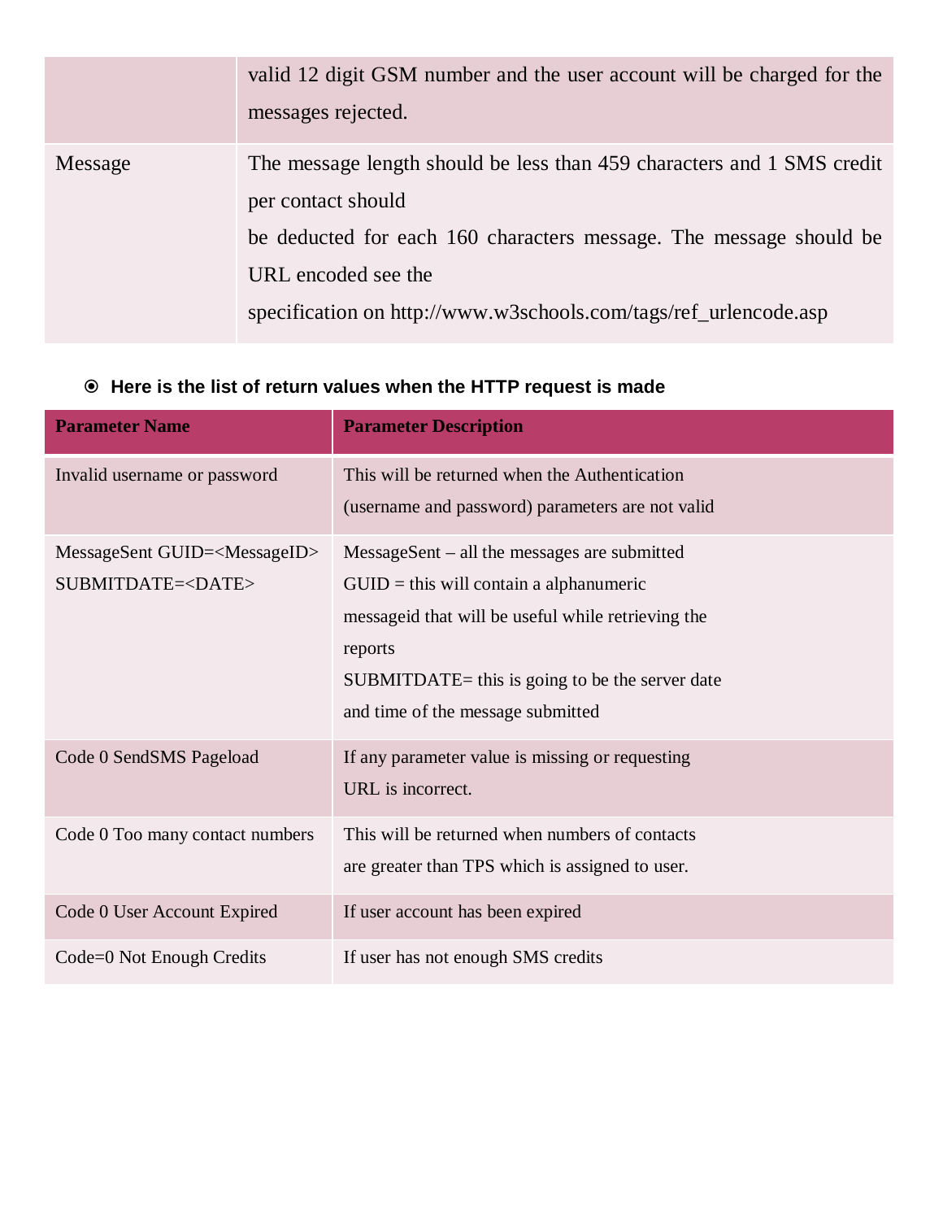| | |
|---|---|
| | valid 12 digit GSM number and the user account will be charged for the messages rejected. |
| Message | The message length should be less than 459 characters and 1 SMS credit per contact should be deducted for each 160 characters message. The message should be URL encoded see the specification on http://www.w3schools.com/tags/ref_urlencode.asp |

- **Here is the list of return values when the HTTP request is made**

| Parameter Name | Parameter Description |
|---|---|
| Invalid username or password | This will be returned when the Authentication (username and password) parameters are not valid |
| MessageSent GUID=<MessageID> SUBMITDATE=<DATE> | MessageSent – all the messages are submitted<br>GUID = this will contain a alphanumeric messageid that will be useful while retrieving the reports<br>SUBMITDATE= this is going to be the server date and time of the message submitted |
| Code 0 SendSMS Pageload | If any parameter value is missing or requesting URL is incorrect. |
| Code 0 Too many contact numbers | This will be returned when numbers of contacts are greater than TPS which is assigned to user. |
| Code 0 User Account Expired | If user account has been expired |
| Code=0 Not Enough Credits | If user has not enough SMS credits |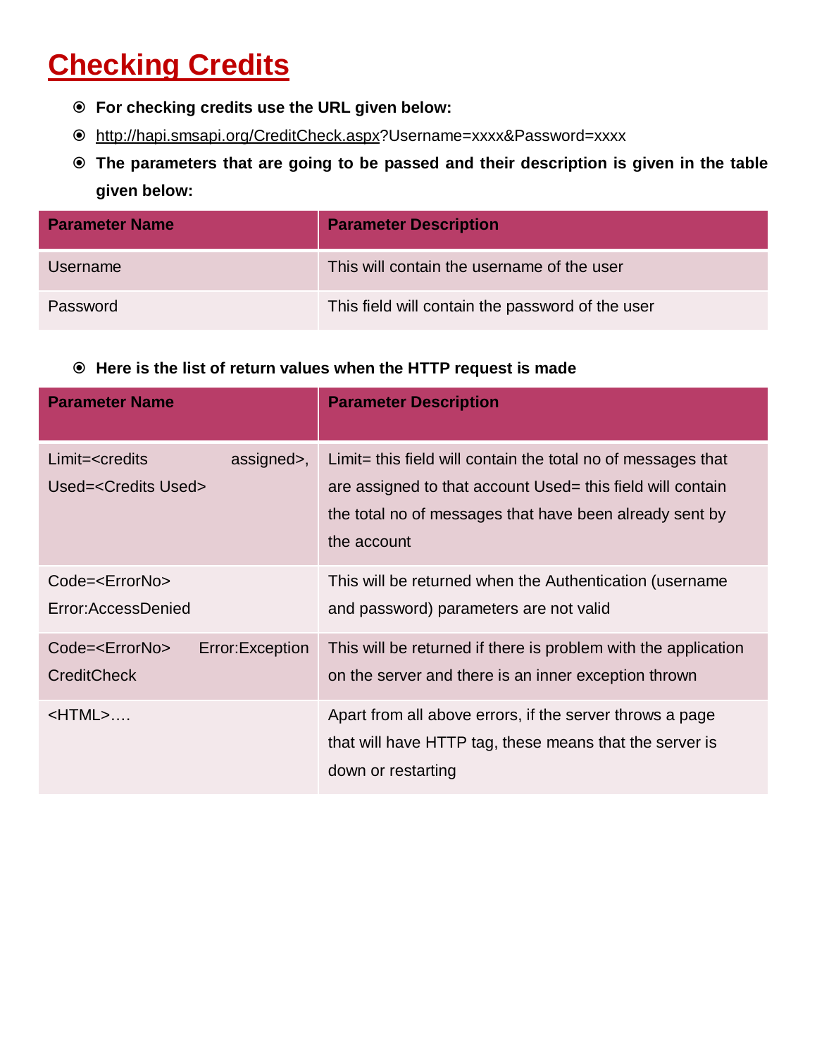# Checking Credits

- **For checking credits use the URL given below:**
- http://hapi.smsapi.org/CreditCheck.aspx?Username=xxxx&Password=xxxx
- **The parameters that are going to be passed and their description is given in the table given below:**

| Parameter Name | Parameter Description |
|---|---|
| Username | This will contain the username of the user |
| Password | This field will contain the password of the user |

- **Here is the list of return values when the HTTP request is made**

| Parameter Name | Parameter Description |
|---|---|
| Limit=<credits assigned>, Used=<Credits Used> | Limit= this field will contain the total no of messages that are assigned to that account Used= this field will contain the total no of messages that have been already sent by the account |
| Code=<ErrorNo> Error:AccessDenied | This will be returned when the Authentication (username and password) parameters are not valid |
| Code=<ErrorNo> Error:Exception CreditCheck | This will be returned if there is problem with the application on the server and there is an inner exception thrown |
| <HTML>…. | Apart from all above errors, if the server throws a page that will have HTTP tag, these means that the server is down or restarting |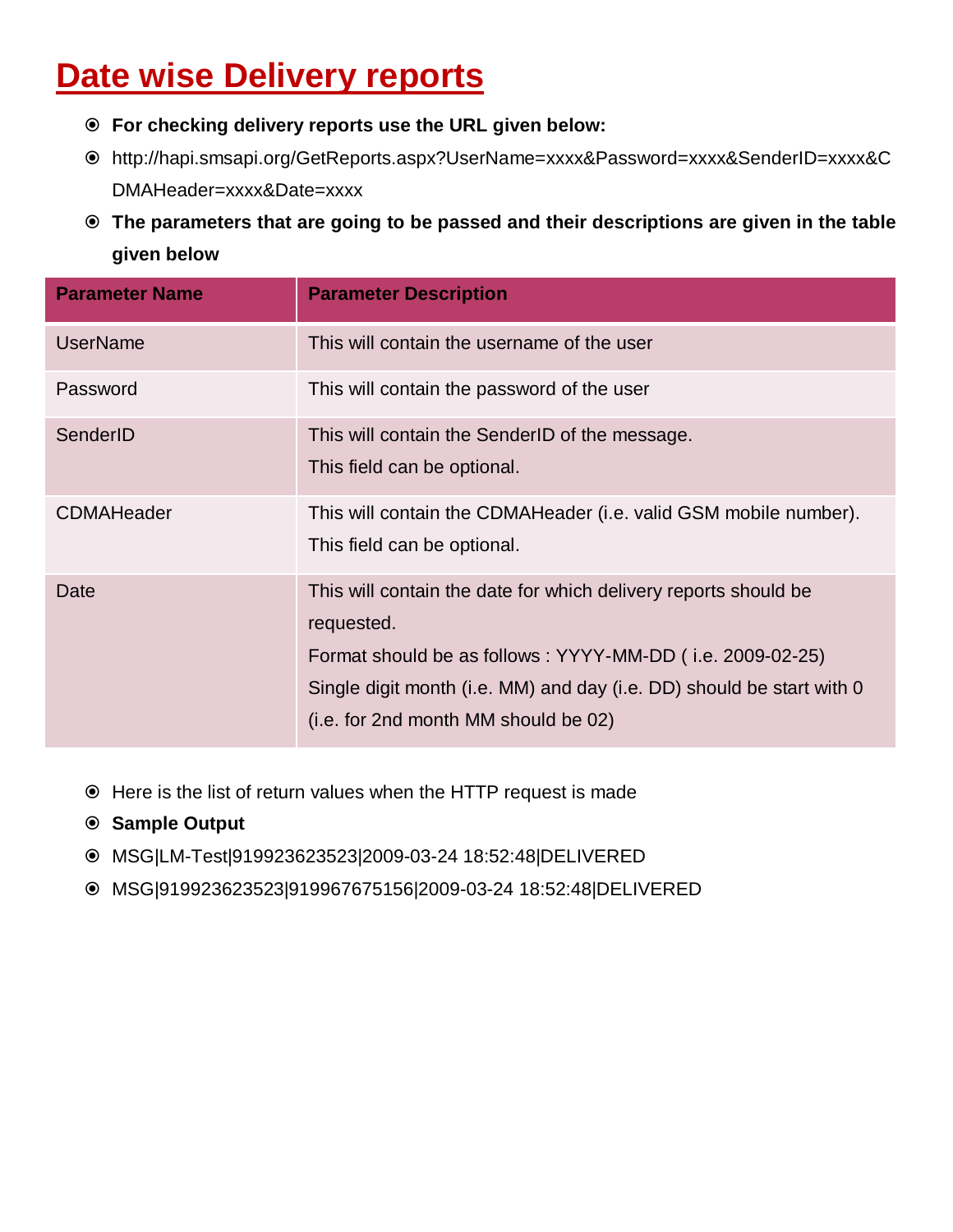# Date wise Delivery reports

- **For checking delivery reports use the URL given below:**
- http://hapi.smsapi.org/GetReports.aspx?UserName=xxxx&Password=xxxx&SenderID=xxxx&CDMAHeader=xxxx&Date=xxxx
- **The parameters that are going to be passed and their descriptions are given in the table given below**

| Parameter Name | Parameter Description |
| --- | --- |
| UserName | This will contain the username of the user |
| Password | This will contain the password of the user |
| SenderID | This will contain the SenderID of the message.<br>This field can be optional. |
| CDMAHeader | This will contain the CDMAHeader (i.e. valid GSM mobile number).<br>This field can be optional. |
| Date | This will contain the date for which delivery reports should be requested.<br>Format should be as follows : YYYY-MM-DD ( i.e. 2009-02-25)<br>Single digit month (i.e. MM) and day (i.e. DD) should be start with 0 (i.e. for 2nd month MM should be 02) |

- Here is the list of return values when the HTTP request is made
- **Sample Output**
- MSG|LM-Test|919923623523|2009-03-24 18:52:48|DELIVERED
- MSG|919923623523|919967675156|2009-03-24 18:52:48|DELIVERED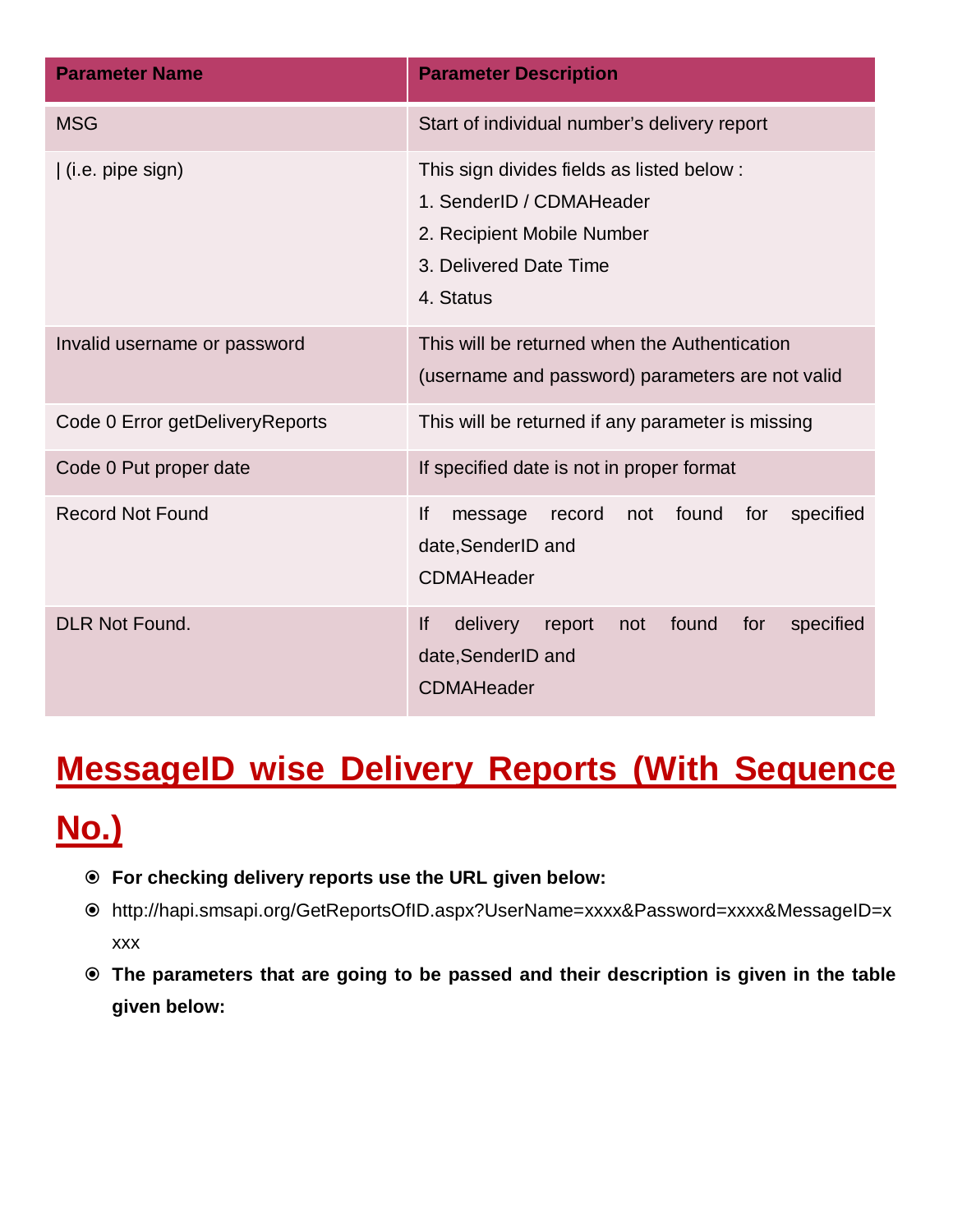| Parameter Name | Parameter Description |
|---|---|
| MSG | Start of individual number's delivery report |
| \| (i.e. pipe sign) | This sign divides fields as listed below :<br>1. SenderID / CDMAHeader<br>2. Recipient Mobile Number<br>3. Delivered Date Time<br>4. Status |
| Invalid username or password | This will be returned when the Authentication (username and password) parameters are not valid |
| Code 0 Error getDeliveryReports | This will be returned if any parameter is missing |
| Code 0 Put proper date | If specified date is not in proper format |
| Record Not Found | If message record not found for specified date,SenderID and CDMAHeader |
| DLR Not Found. | If delivery report not found for specified date,SenderID and CDMAHeader |

## MessageID wise Delivery Reports (With Sequence No.)

- **For checking delivery reports use the URL given below:**
- http://hapi.smsapi.org/GetReportsOfID.aspx?UserName=xxxx&Password=xxxx&MessageID=xxxx
- **The parameters that are going to be passed and their description is given in the table given below:**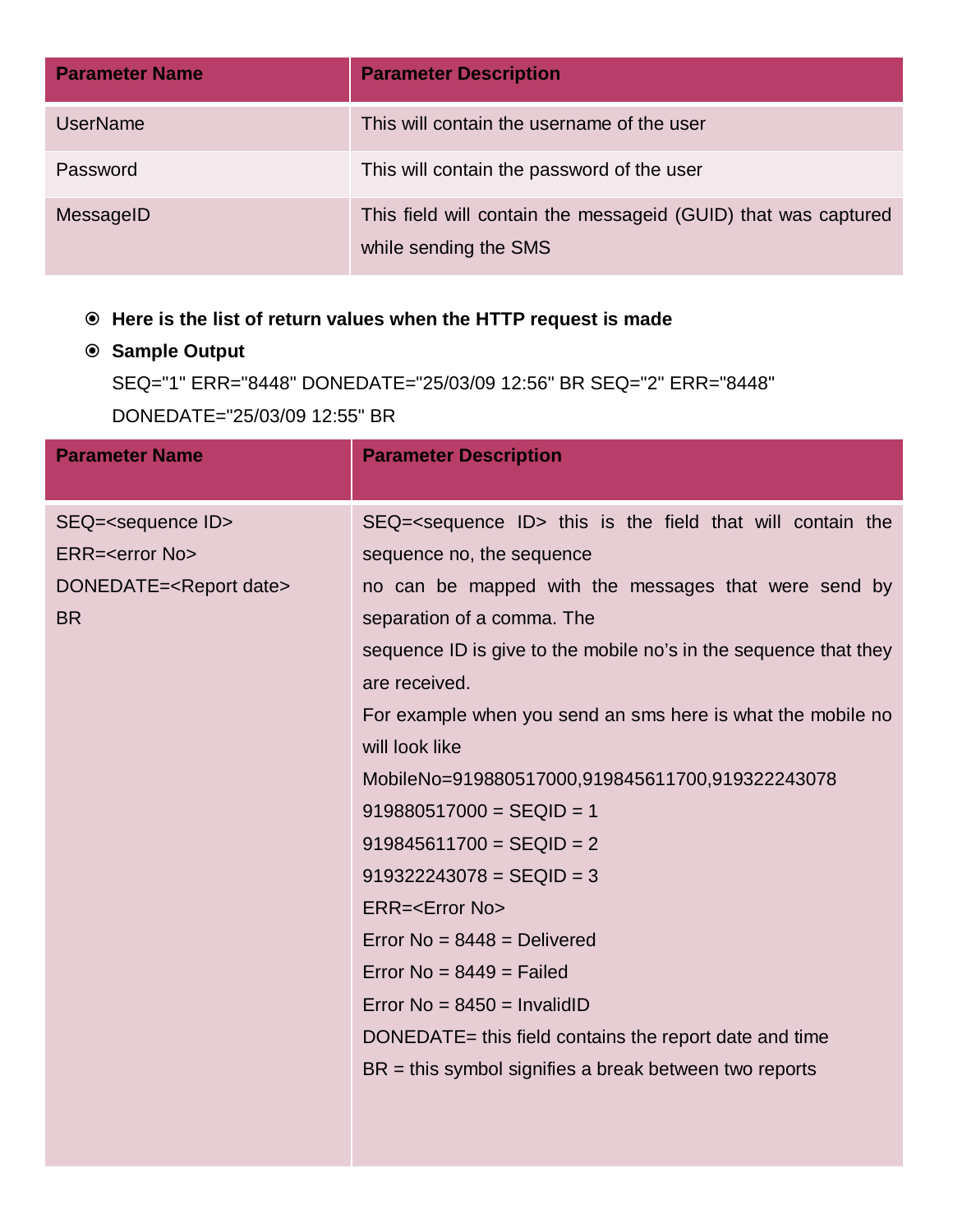| Parameter Name | Parameter Description |
| --- | --- |
| UserName | This will contain the username of the user |
| Password | This will contain the password of the user |
| MessageID | This field will contain the messageid (GUID) that was captured while sending the SMS |

- **Here is the list of return values when the HTTP request is made**
- **Sample Output**

  SEQ="1" ERR="8448" DONEDATE="25/03/09 12:56" BR SEQ="2" ERR="8448" DONEDATE="25/03/09 12:55" BR

| Parameter Name | Parameter Description |
| --- | --- |
| SEQ=<sequence ID><br>ERR=<error No><br>DONEDATE=<Report date><br>BR | SEQ=<sequence ID> this is the field that will contain the sequence no, the sequence<br>no can be mapped with the messages that were send by separation of a comma. The<br>sequence ID is give to the mobile no's in the sequence that they are received.<br>For example when you send an sms here is what the mobile no will look like<br>MobileNo=919880517000,919845611700,919322243078<br>919880517000 = SEQID = 1<br>919845611700 = SEQID = 2<br>919322243078 = SEQID = 3<br>ERR=<Error No><br>Error No = 8448 = Delivered<br>Error No = 8449 = Failed<br>Error No = 8450 = InvalidID<br>DONEDATE= this field contains the report date and time<br>BR = this symbol signifies a break between two reports |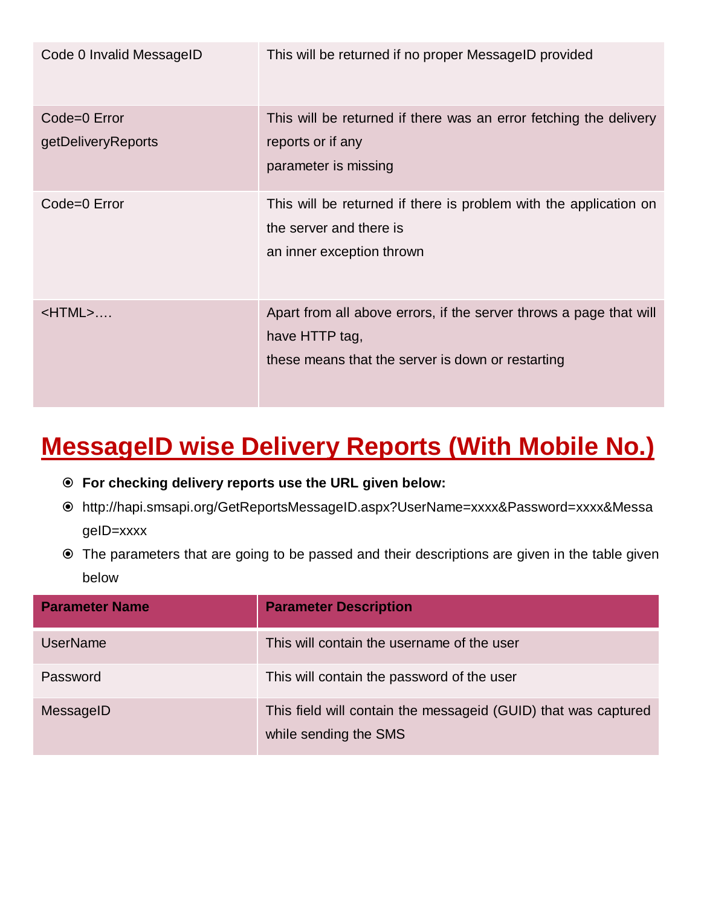| | |
|---|---|
| Code 0 Invalid MessageID | This will be returned if no proper MessageID provided |
| Code=0 Error getDeliveryReports | This will be returned if there was an error fetching the delivery reports or if any parameter is missing |
| Code=0 Error | This will be returned if there is problem with the application on the server and there is an inner exception thrown |
| <HTML>…. | Apart from all above errors, if the server throws a page that will have HTTP tag, these means that the server is down or restarting |

# MessageID wise Delivery Reports (With Mobile No.)

- **For checking delivery reports use the URL given below:**
- http://hapi.smsapi.org/GetReportsMessageID.aspx?UserName=xxxx&Password=xxxx&MessageID=xxxx
- The parameters that are going to be passed and their descriptions are given in the table given below

| Parameter Name | Parameter Description |
|---|---|
| UserName | This will contain the username of the user |
| Password | This will contain the password of the user |
| MessageID | This field will contain the messageid (GUID) that was captured while sending the SMS |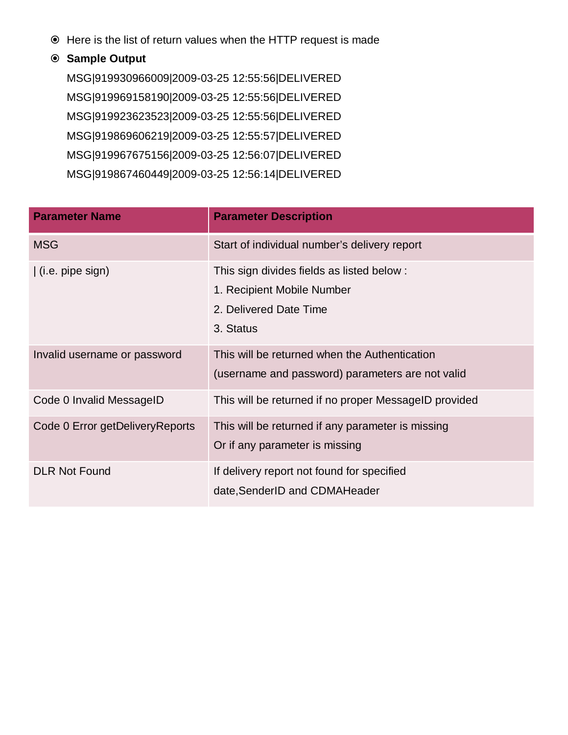- Here is the list of return values when the HTTP request is made
- **Sample Output**

  MSG|919930966009|2009-03-25 12:55:56|DELIVERED
  MSG|919969158190|2009-03-25 12:55:56|DELIVERED
  MSG|919923623523|2009-03-25 12:55:56|DELIVERED
  MSG|919869606219|2009-03-25 12:55:57|DELIVERED
  MSG|919967675156|2009-03-25 12:56:07|DELIVERED
  MSG|919867460449|2009-03-25 12:56:14|DELIVERED

| **Parameter Name** | **Parameter Description** |
|---|---|
| MSG | Start of individual number's delivery report |
| &#124; (i.e. pipe sign) | This sign divides fields as listed below :<br>1. Recipient Mobile Number<br>2. Delivered Date Time<br>3. Status |
| Invalid username or password | This will be returned when the Authentication (username and password) parameters are not valid |
| Code 0 Invalid MessageID | This will be returned if no proper MessageID provided |
| Code 0 Error getDeliveryReports | This will be returned if any parameter is missing<br>Or if any parameter is missing |
| DLR Not Found | If delivery report not found for specified date,SenderID and CDMAHeader |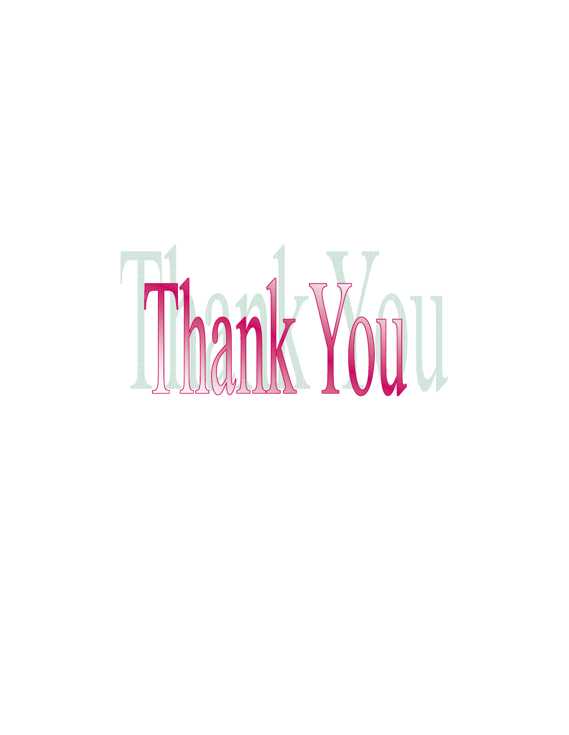# Thank You